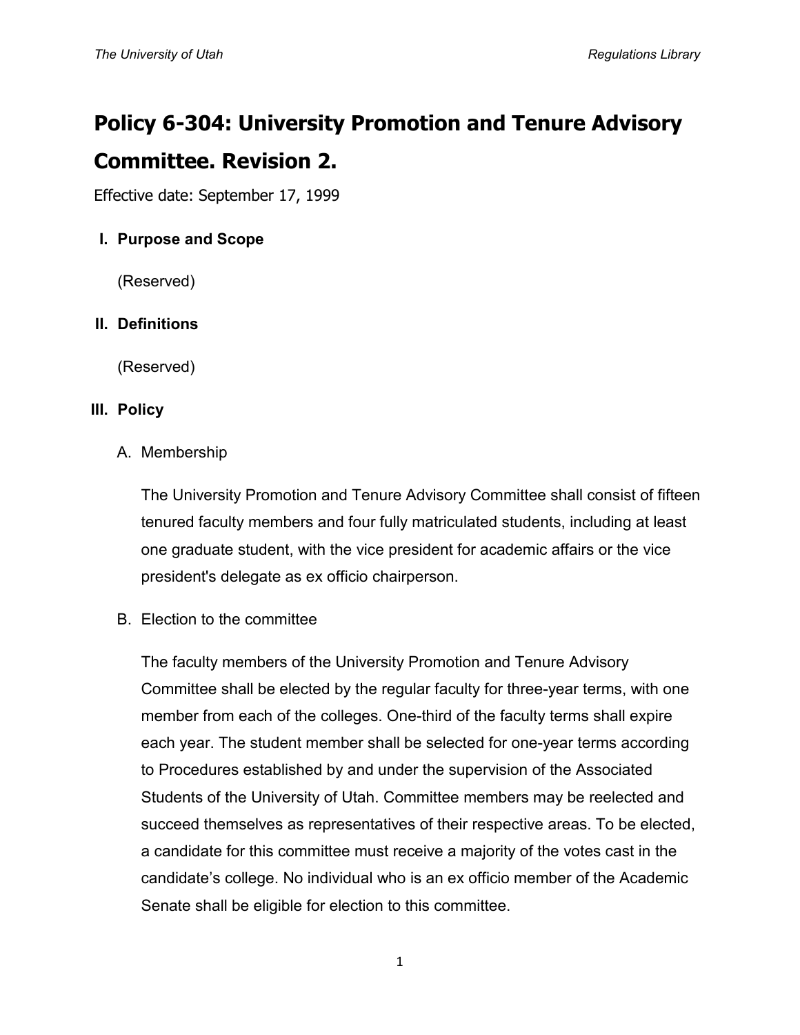# Policy 6-304: University Promotion and Tenure Advisory Committee. Revision 2.

Effective date: September 17, 1999

## I. Purpose and Scope

(Reserved)

## II. Definitions

(Reserved)

## III. Policy

A. Membership

The University Promotion and Tenure Advisory Committee shall consist of fifteen tenured faculty members and four fully matriculated students, including at least one graduate student, with the vice president for academic affairs or the vice president's delegate as ex officio chairperson.

B. Election to the committee

The faculty members of the University Promotion and Tenure Advisory Committee shall be elected by the regular faculty for three-year terms, with one member from each of the colleges. One-third of the faculty terms shall expire each year. The student member shall be selected for one-year terms according to Procedures established by and under the supervision of the Associated Students of the University of Utah. Committee members may be reelected and succeed themselves as representatives of their respective areas. To be elected, a candidate for this committee must receive a majority of the votes cast in the candidate's college. No individual who is an ex officio member of the Academic Senate shall be eligible for election to this committee.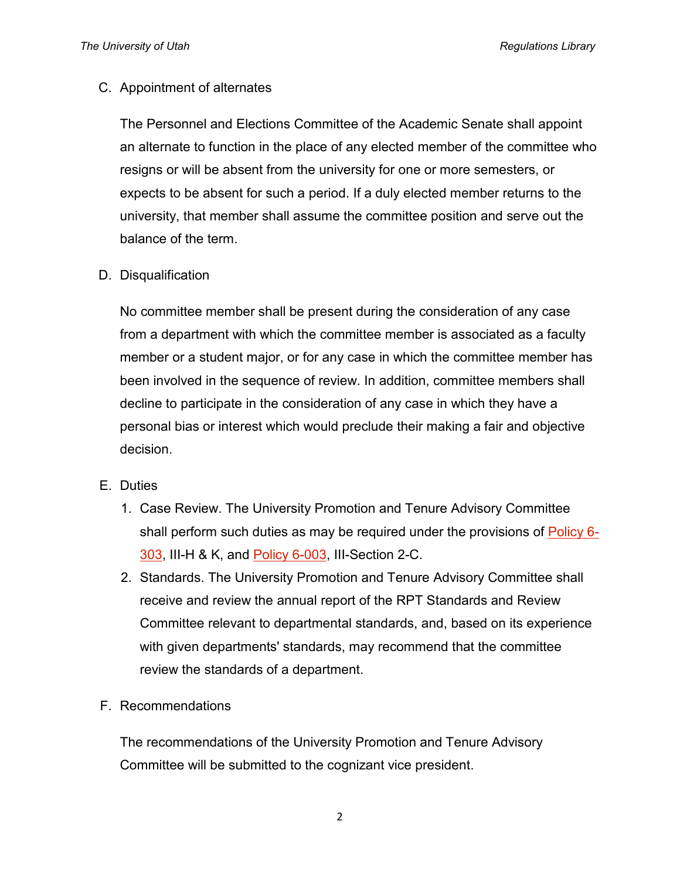C. Appointment of alternates

The Personnel and Elections Committee of the Academic Senate shall appoint an alternate to function in the place of any elected member of the committee who resigns or will be absent from the university for one or more semesters, or expects to be absent for such a period. If a duly elected member returns to the university, that member shall assume the committee position and serve out the balance of the term.

D. Disqualification

No committee member shall be present during the consideration of any case from a department with which the committee member is associated as a faculty member or a student major, or for any case in which the committee member has been involved in the sequence of review. In addition, committee members shall decline to participate in the consideration of any case in which they have a personal bias or interest which would preclude their making a fair and objective decision.

E. Duties

1. Case Review. The University Promotion and Tenure Advisory Committee shall perform such duties as may be required under the provisions of Policy 6-303, III-H & K, and Policy 6-003, III-Section 2-C.
2. Standards. The University Promotion and Tenure Advisory Committee shall receive and review the annual report of the RPT Standards and Review Committee relevant to departmental standards, and, based on its experience with given departments' standards, may recommend that the committee review the standards of a department.

F. Recommendations

The recommendations of the University Promotion and Tenure Advisory Committee will be submitted to the cognizant vice president.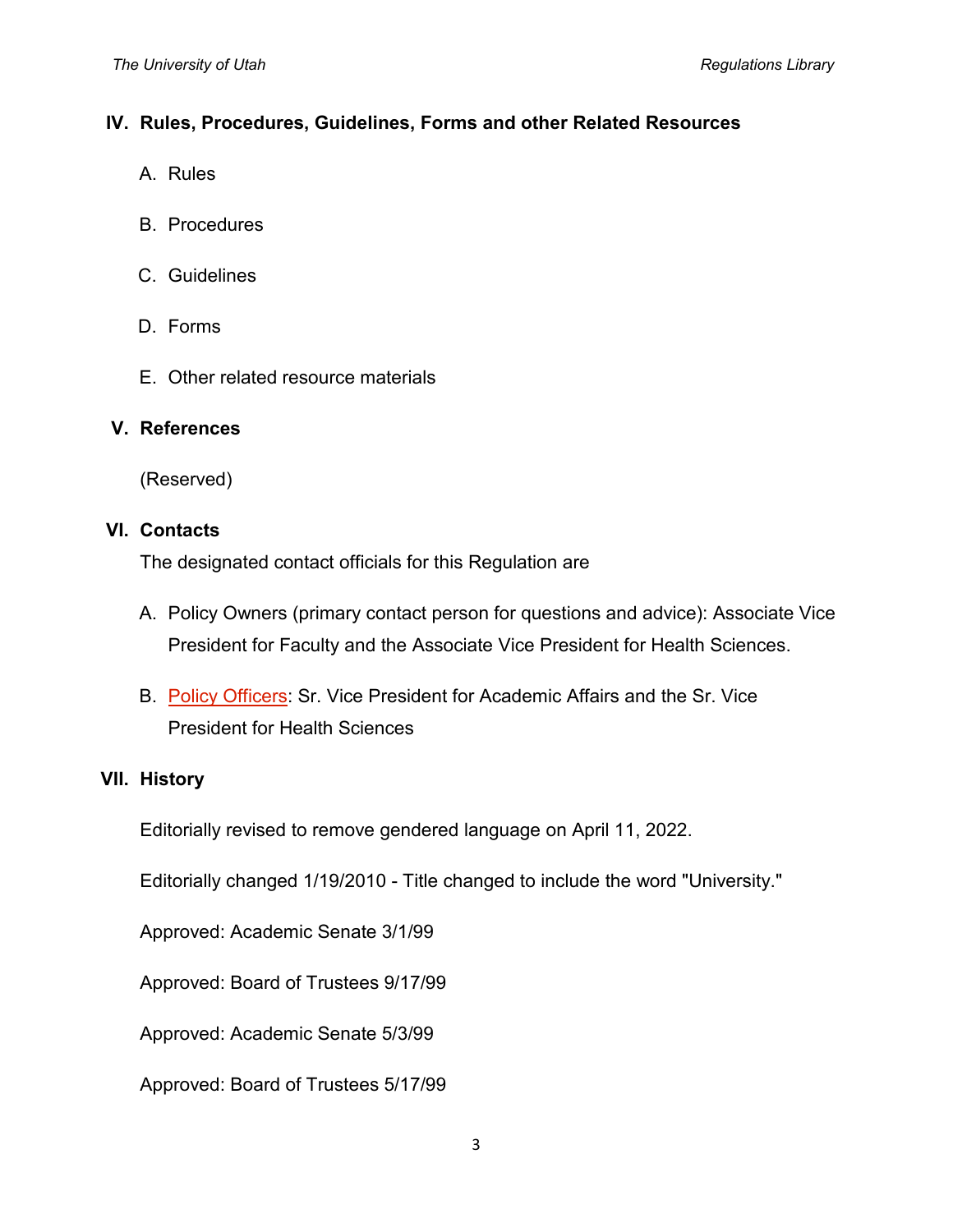## IV. Rules, Procedures, Guidelines, Forms and other Related Resources

A. Rules

B. Procedures

C. Guidelines

D. Forms

E. Other related resource materials

## V. References

(Reserved)

## VI. Contacts

The designated contact officials for this Regulation are

A. Policy Owners (primary contact person for questions and advice): Associate Vice President for Faculty and the Associate Vice President for Health Sciences.

B. Policy Officers: Sr. Vice President for Academic Affairs and the Sr. Vice President for Health Sciences

## VII. History

Editorially revised to remove gendered language on April 11, 2022.

Editorially changed 1/19/2010 - Title changed to include the word "University."

Approved: Academic Senate 3/1/99

Approved: Board of Trustees 9/17/99

Approved: Academic Senate 5/3/99

Approved: Board of Trustees 5/17/99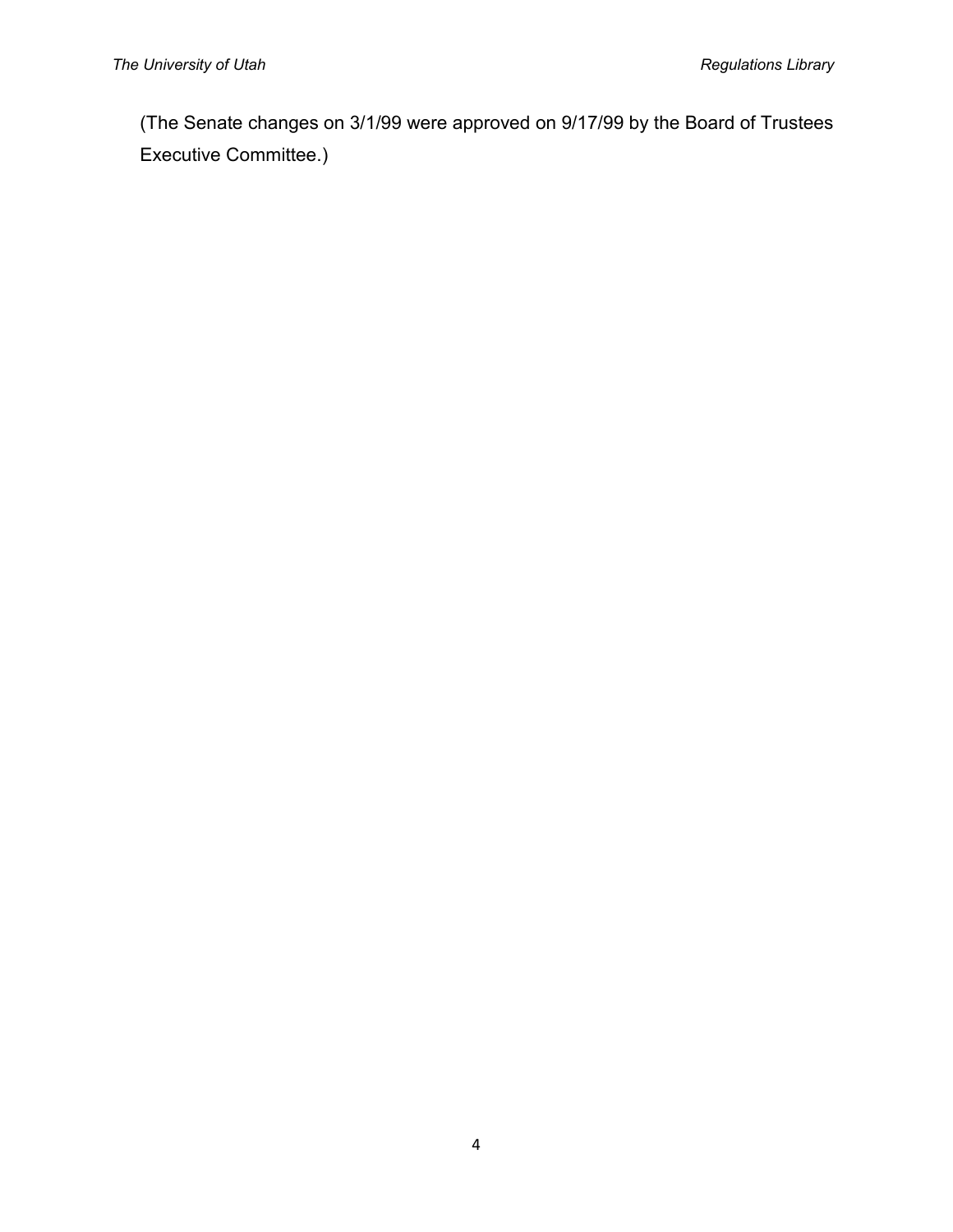(The Senate changes on 3/1/99 were approved on 9/17/99 by the Board of Trustees Executive Committee.)